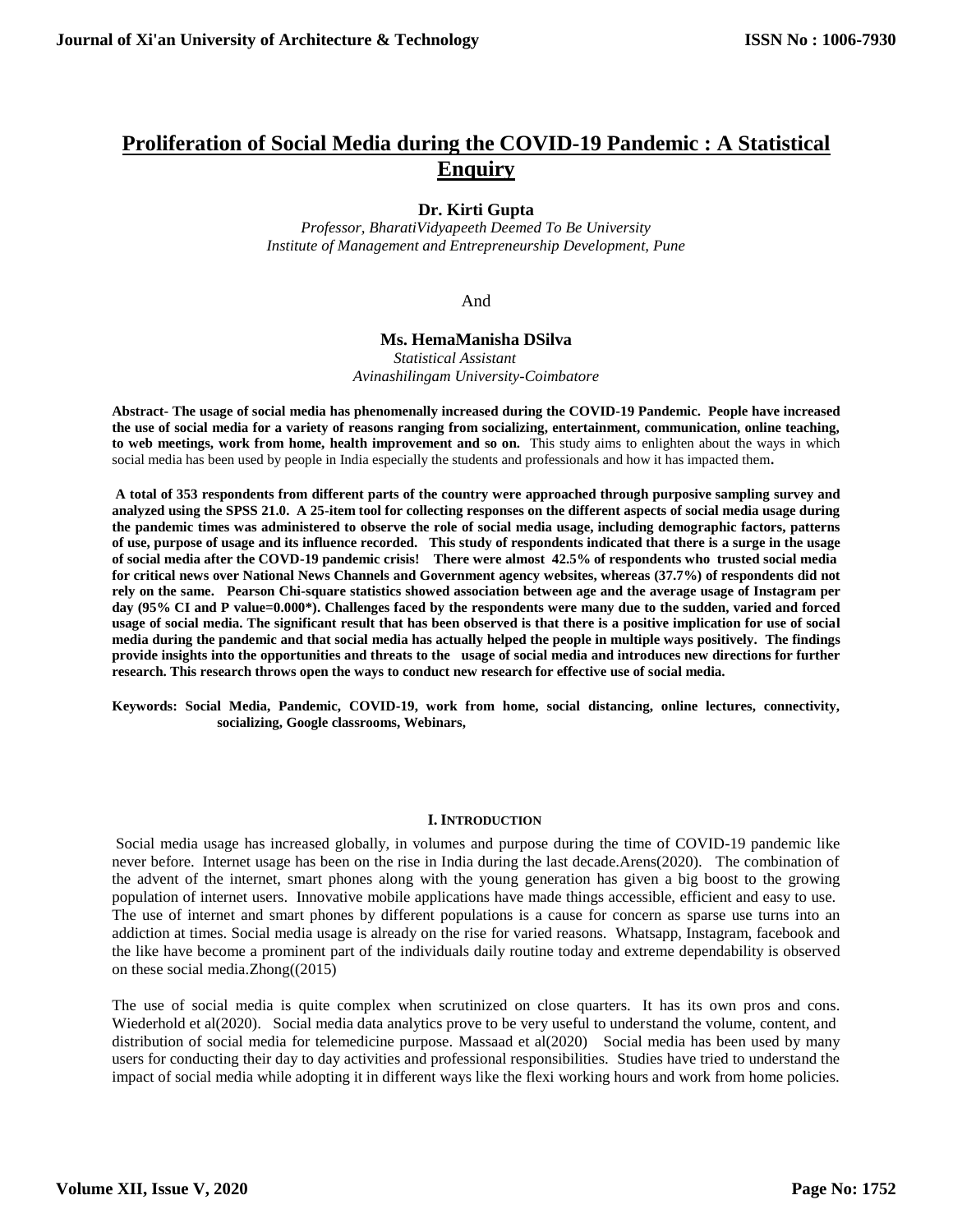# Proliferation of Social Media during the COVID-19 Pandemic : A Statistical Enquiry

**Dr. Kirti Gupta**

*Professor, BharatiVidyapeeth Deemed To Be University*
*Institute of Management and Entrepreneurship Development, Pune*

And

**Ms. HemaManisha DSilva**

*Statistical Assistant*
*Avinashilingam University-Coimbatore*

**Abstract- The usage of social media has phenomenally increased during the COVID-19 Pandemic. People have increased the use of social media for a variety of reasons ranging from socializing, entertainment, communication, online teaching, to web meetings, work from home, health improvement and so on.** This study aims to enlighten about the ways in which social media has been used by people in India especially the students and professionals and how it has impacted them**.**

**A total of 353 respondents from different parts of the country were approached through purposive sampling survey and analyzed using the SPSS 21.0. A 25-item tool for collecting responses on the different aspects of social media usage during the pandemic times was administered to observe the role of social media usage, including demographic factors, patterns of use, purpose of usage and its influence recorded. This study of respondents indicated that there is a surge in the usage of social media after the COVD-19 pandemic crisis! There were almost 42.5% of respondents who trusted social media for critical news over National News Channels and Government agency websites, whereas (37.7%) of respondents did not rely on the same. Pearson Chi-square statistics showed association between age and the average usage of Instagram per day (95% CI and P value=0.000*). Challenges faced by the respondents were many due to the sudden, varied and forced usage of social media. The significant result that has been observed is that there is a positive implication for use of social media during the pandemic and that social media has actually helped the people in multiple ways positively. The findings provide insights into the opportunities and threats to the usage of social media and introduces new directions for further research. This research throws open the ways to conduct new research for effective use of social media.**

**Keywords: Social Media, Pandemic, COVID-19, work from home, social distancing, online lectures, connectivity, socializing, Google classrooms, Webinars,**

## I. Introduction

Social media usage has increased globally, in volumes and purpose during the time of COVID-19 pandemic like never before. Internet usage has been on the rise in India during the last decade.Arens(2020). The combination of the advent of the internet, smart phones along with the young generation has given a big boost to the growing population of internet users. Innovative mobile applications have made things accessible, efficient and easy to use. The use of internet and smart phones by different populations is a cause for concern as sparse use turns into an addiction at times. Social media usage is already on the rise for varied reasons. Whatsapp, Instagram, facebook and the like have become a prominent part of the individuals daily routine today and extreme dependability is observed on these social media.Zhong((2015)

The use of social media is quite complex when scrutinized on close quarters. It has its own pros and cons. Wiederhold et al(2020). Social media data analytics prove to be very useful to understand the volume, content, and distribution of social media for telemedicine purpose. Massaad et al(2020) Social media has been used by many users for conducting their day to day activities and professional responsibilities. Studies have tried to understand the impact of social media while adopting it in different ways like the flexi working hours and work from home policies.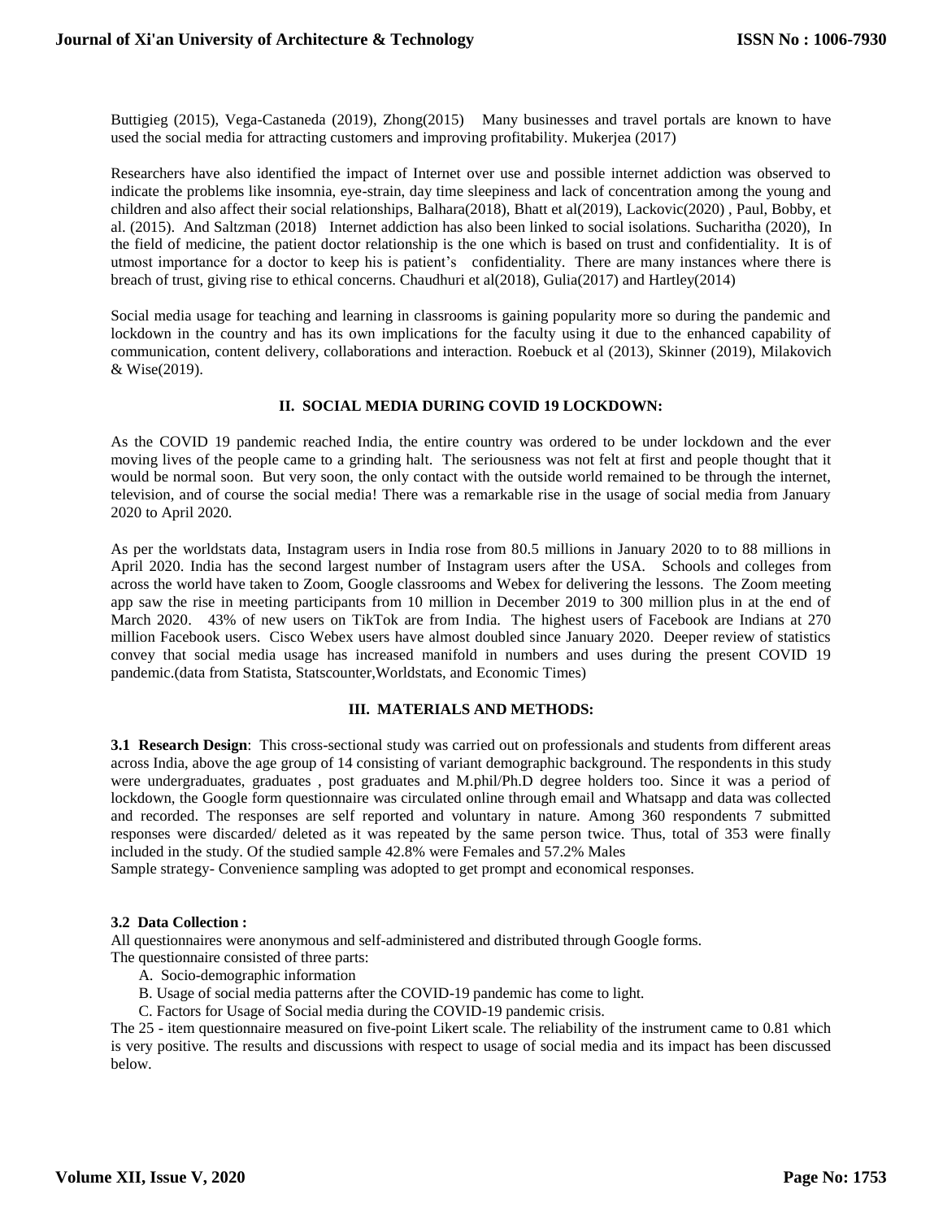Buttigieg (2015), Vega-Castaneda (2019), Zhong(2015) Many businesses and travel portals are known to have used the social media for attracting customers and improving profitability. Mukerjea (2017)

Researchers have also identified the impact of Internet over use and possible internet addiction was observed to indicate the problems like insomnia, eye-strain, day time sleepiness and lack of concentration among the young and children and also affect their social relationships, Balhara(2018), Bhatt et al(2019), Lackovic(2020) , Paul, Bobby, et al. (2015). And Saltzman (2018) Internet addiction has also been linked to social isolations. Sucharitha (2020), In the field of medicine, the patient doctor relationship is the one which is based on trust and confidentiality. It is of utmost importance for a doctor to keep his is patient's confidentiality. There are many instances where there is breach of trust, giving rise to ethical concerns. Chaudhuri et al(2018), Gulia(2017) and Hartley(2014)

Social media usage for teaching and learning in classrooms is gaining popularity more so during the pandemic and lockdown in the country and has its own implications for the faculty using it due to the enhanced capability of communication, content delivery, collaborations and interaction. Roebuck et al (2013), Skinner (2019), Milakovich & Wise(2019).

## II. SOCIAL MEDIA DURING COVID 19 LOCKDOWN:

As the COVID 19 pandemic reached India, the entire country was ordered to be under lockdown and the ever moving lives of the people came to a grinding halt. The seriousness was not felt at first and people thought that it would be normal soon. But very soon, the only contact with the outside world remained to be through the internet, television, and of course the social media! There was a remarkable rise in the usage of social media from January 2020 to April 2020.

As per the worldstats data, Instagram users in India rose from 80.5 millions in January 2020 to to 88 millions in April 2020. India has the second largest number of Instagram users after the USA. Schools and colleges from across the world have taken to Zoom, Google classrooms and Webex for delivering the lessons. The Zoom meeting app saw the rise in meeting participants from 10 million in December 2019 to 300 million plus in at the end of March 2020. 43% of new users on TikTok are from India. The highest users of Facebook are Indians at 270 million Facebook users. Cisco Webex users have almost doubled since January 2020. Deeper review of statistics convey that social media usage has increased manifold in numbers and uses during the present COVID 19 pandemic.(data from Statista, Statscounter,Worldstats, and Economic Times)

## III. MATERIALS AND METHODS:

**3.1 Research Design**: This cross-sectional study was carried out on professionals and students from different areas across India, above the age group of 14 consisting of variant demographic background. The respondents in this study were undergraduates, graduates , post graduates and M.phil/Ph.D degree holders too. Since it was a period of lockdown, the Google form questionnaire was circulated online through email and Whatsapp and data was collected and recorded. The responses are self reported and voluntary in nature. Among 360 respondents 7 submitted responses were discarded/ deleted as it was repeated by the same person twice. Thus, total of 353 were finally included in the study. Of the studied sample 42.8% were Females and 57.2% Males

Sample strategy- Convenience sampling was adopted to get prompt and economical responses.

**3.2 Data Collection :**

All questionnaires were anonymous and self-administered and distributed through Google forms.

The questionnaire consisted of three parts:

A. Socio-demographic information

B. Usage of social media patterns after the COVID-19 pandemic has come to light.

C. Factors for Usage of Social media during the COVID-19 pandemic crisis.

The 25 - item questionnaire measured on five-point Likert scale. The reliability of the instrument came to 0.81 which is very positive. The results and discussions with respect to usage of social media and its impact has been discussed below.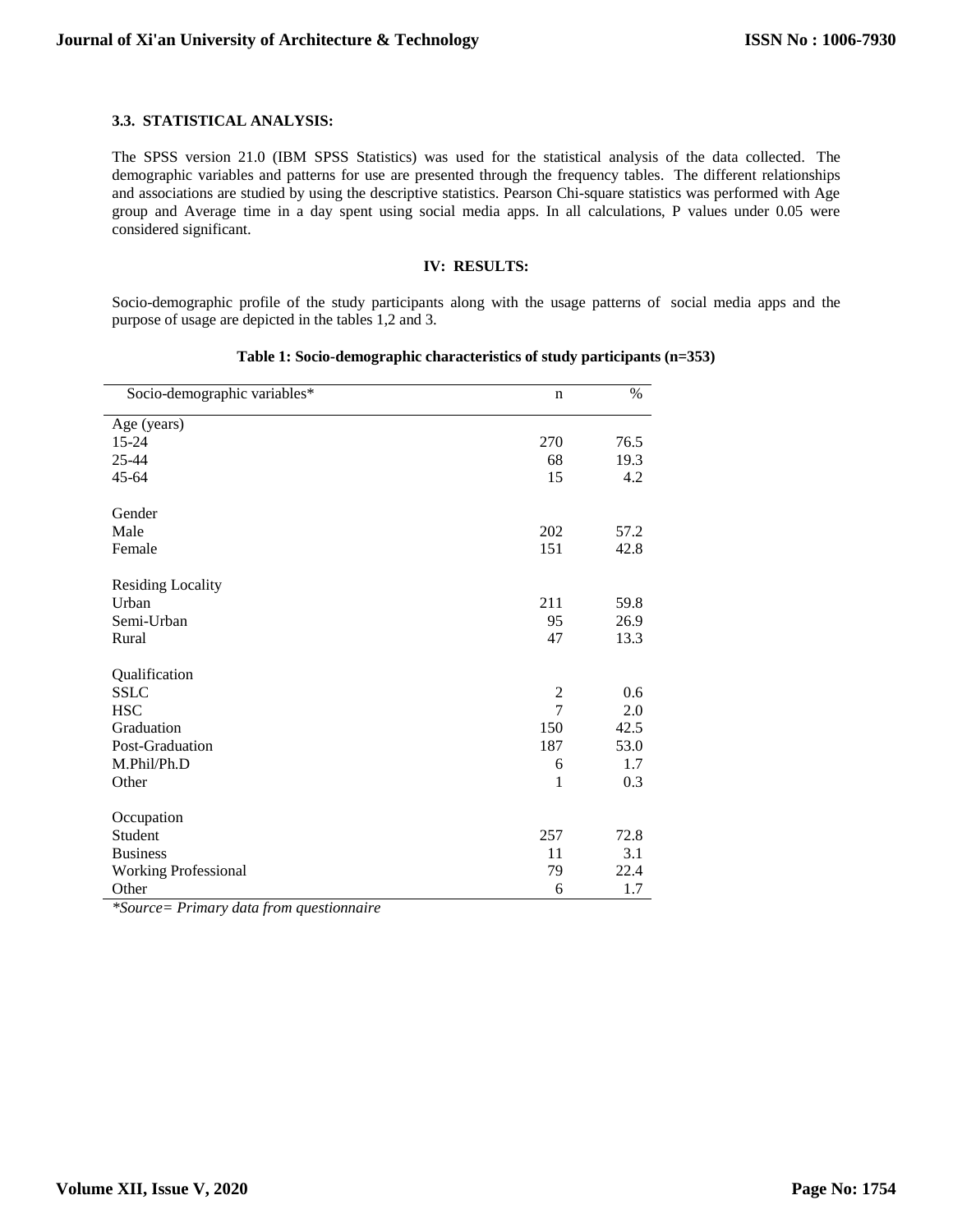### 3.3. STATISTICAL ANALYSIS:

The SPSS version 21.0 (IBM SPSS Statistics) was used for the statistical analysis of the data collected. The demographic variables and patterns for use are presented through the frequency tables. The different relationships and associations are studied by using the descriptive statistics. Pearson Chi-square statistics was performed with Age group and Average time in a day spent using social media apps. In all calculations, P values under 0.05 were considered significant.

## IV: RESULTS:

Socio-demographic profile of the study participants along with the usage patterns of social media apps and the purpose of usage are depicted in the tables 1,2 and 3.

**Table 1: Socio-demographic characteristics of study participants (n=353)**

| Socio-demographic variables* | n | % |
|---|---|---|
| Age (years) | | |
| 15-24 | 270 | 76.5 |
| 25-44 | 68 | 19.3 |
| 45-64 | 15 | 4.2 |
| Gender | | |
| Male | 202 | 57.2 |
| Female | 151 | 42.8 |
| Residing Locality | | |
| Urban | 211 | 59.8 |
| Semi-Urban | 95 | 26.9 |
| Rural | 47 | 13.3 |
| Qualification | | |
| SSLC | 2 | 0.6 |
| HSC | 7 | 2.0 |
| Graduation | 150 | 42.5 |
| Post-Graduation | 187 | 53.0 |
| M.Phil/Ph.D | 6 | 1.7 |
| Other | 1 | 0.3 |
| Occupation | | |
| Student | 257 | 72.8 |
| Business | 11 | 3.1 |
| Working Professional | 79 | 22.4 |
| Other | 6 | 1.7 |

*\*Source= Primary data from questionnaire*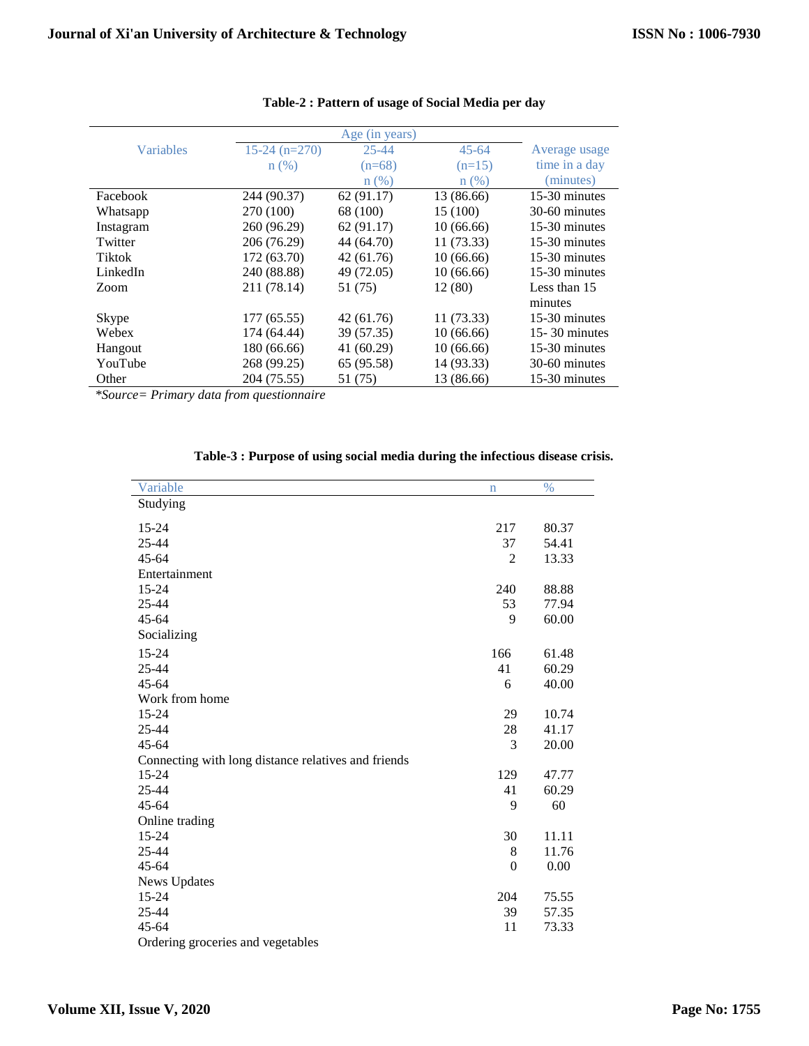**Table-2 : Pattern of usage of Social Media per day**

| Variables | Age (in years) | | | Average usage time in a day (minutes) |
|---|---|---|---|---|
| | 15-24 (n=270) n (%) | 25-44 (n=68) n (%) | 45-64 (n=15) n (%) | |
| Facebook | 244 (90.37) | 62 (91.17) | 13 (86.66) | 15-30 minutes |
| Whatsapp | 270 (100) | 68 (100) | 15 (100) | 30-60 minutes |
| Instagram | 260 (96.29) | 62 (91.17) | 10 (66.66) | 15-30 minutes |
| Twitter | 206 (76.29) | 44 (64.70) | 11 (73.33) | 15-30 minutes |
| Tiktok | 172 (63.70) | 42 (61.76) | 10 (66.66) | 15-30 minutes |
| LinkedIn | 240 (88.88) | 49 (72.05) | 10 (66.66) | 15-30 minutes |
| Zoom | 211 (78.14) | 51 (75) | 12 (80) | Less than 15 minutes |
| Skype | 177 (65.55) | 42 (61.76) | 11 (73.33) | 15-30 minutes |
| Webex | 174 (64.44) | 39 (57.35) | 10 (66.66) | 15- 30 minutes |
| Hangout | 180 (66.66) | 41 (60.29) | 10 (66.66) | 15-30 minutes |
| YouTube | 268 (99.25) | 65 (95.58) | 14 (93.33) | 30-60 minutes |
| Other | 204 (75.55) | 51 (75) | 13 (86.66) | 15-30 minutes |

**Source= Primary data from questionnaire*

**Table-3 : Purpose of using social media during the infectious disease crisis.**

| Variable | n | % |
|---|---|---|
| Studying | | |
| 15-24 | 217 | 80.37 |
| 25-44 | 37 | 54.41 |
| 45-64 | 2 | 13.33 |
| Entertainment | | |
| 15-24 | 240 | 88.88 |
| 25-44 | 53 | 77.94 |
| 45-64 | 9 | 60.00 |
| Socializing | | |
| 15-24 | 166 | 61.48 |
| 25-44 | 41 | 60.29 |
| 45-64 | 6 | 40.00 |
| Work from home | | |
| 15-24 | 29 | 10.74 |
| 25-44 | 28 | 41.17 |
| 45-64 | 3 | 20.00 |
| Connecting with long distance relatives and friends | | |
| 15-24 | 129 | 47.77 |
| 25-44 | 41 | 60.29 |
| 45-64 | 9 | 60 |
| Online trading | | |
| 15-24 | 30 | 11.11 |
| 25-44 | 8 | 11.76 |
| 45-64 | 0 | 0.00 |
| News Updates | | |
| 15-24 | 204 | 75.55 |
| 25-44 | 39 | 57.35 |
| 45-64 | 11 | 73.33 |
| Ordering groceries and vegetables | | |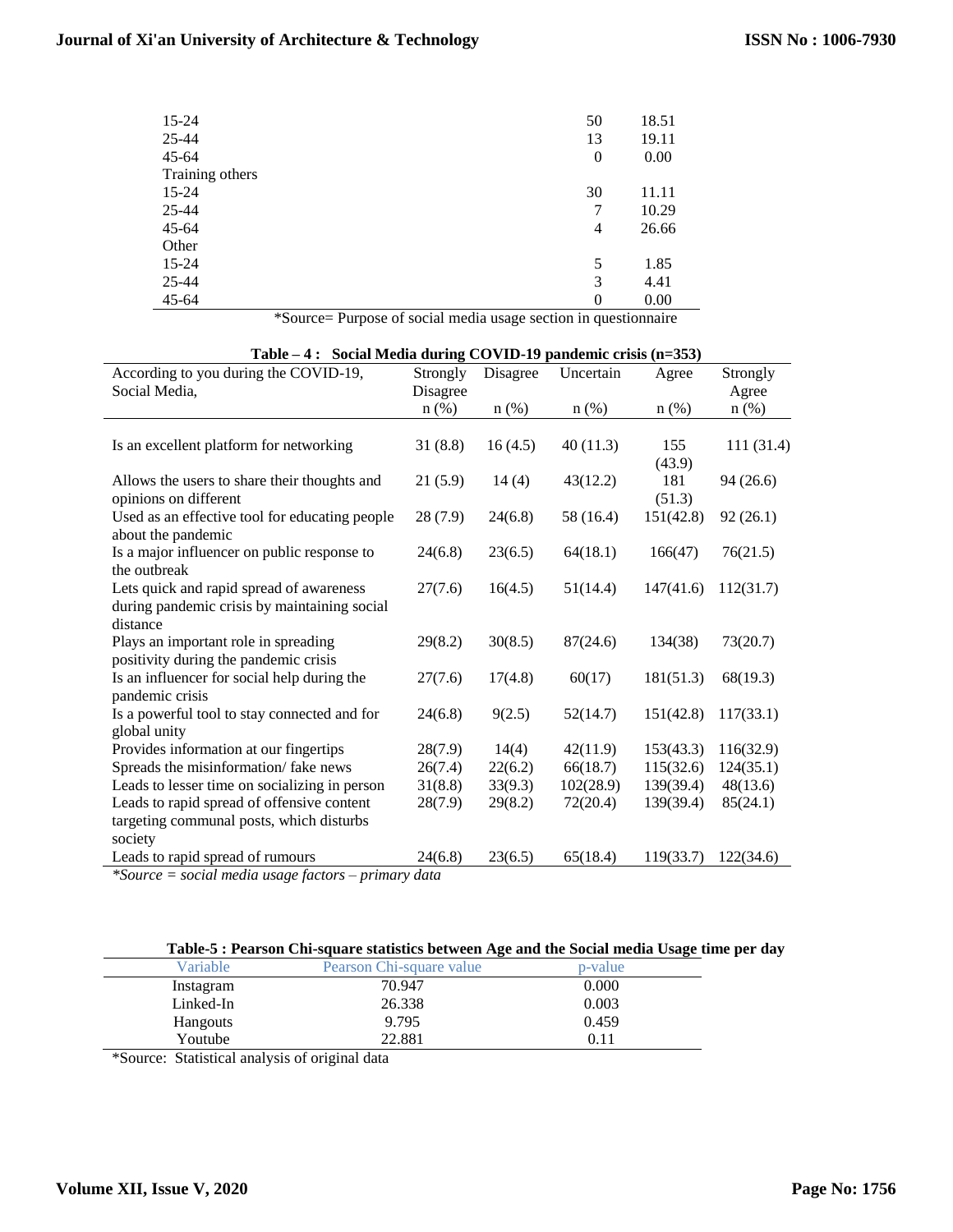| | | |
|---|---|---|
| 15-24 | 50 | 18.51 |
| 25-44 | 13 | 19.11 |
| 45-64 | 0 | 0.00 |
| Training others | | |
| 15-24 | 30 | 11.11 |
| 25-44 | 7 | 10.29 |
| 45-64 | 4 | 26.66 |
| Other | | |
| 15-24 | 5 | 1.85 |
| 25-44 | 3 | 4.41 |
| 45-64 | 0 | 0.00 |

*Source= Purpose of social media usage section in questionnaire

**Table – 4 : Social Media during COVID-19 pandemic crisis (n=353)**

| According to you during the COVID-19, Social Media, | Strongly Disagree n (%) | Disagree n (%) | Uncertain n (%) | Agree n (%) | Strongly Agree n (%) |
|---|---|---|---|---|---|
| Is an excellent platform for networking | 31 (8.8) | 16 (4.5) | 40 (11.3) | 155 (43.9) | 111 (31.4) |
| Allows the users to share their thoughts and opinions on different | 21 (5.9) | 14 (4) | 43(12.2) | 181 (51.3) | 94 (26.6) |
| Used as an effective tool for educating people about the pandemic | 28 (7.9) | 24(6.8) | 58 (16.4) | 151(42.8) | 92 (26.1) |
| Is a major influencer on public response to the outbreak | 24(6.8) | 23(6.5) | 64(18.1) | 166(47) | 76(21.5) |
| Lets quick and rapid spread of awareness during pandemic crisis by maintaining social distance | 27(7.6) | 16(4.5) | 51(14.4) | 147(41.6) | 112(31.7) |
| Plays an important role in spreading positivity during the pandemic crisis | 29(8.2) | 30(8.5) | 87(24.6) | 134(38) | 73(20.7) |
| Is an influencer for social help during the pandemic crisis | 27(7.6) | 17(4.8) | 60(17) | 181(51.3) | 68(19.3) |
| Is a powerful tool to stay connected and for global unity | 24(6.8) | 9(2.5) | 52(14.7) | 151(42.8) | 117(33.1) |
| Provides information at our fingertips | 28(7.9) | 14(4) | 42(11.9) | 153(43.3) | 116(32.9) |
| Spreads the misinformation/ fake news | 26(7.4) | 22(6.2) | 66(18.7) | 115(32.6) | 124(35.1) |
| Leads to lesser time on socializing in person | 31(8.8) | 33(9.3) | 102(28.9) | 139(39.4) | 48(13.6) |
| Leads to rapid spread of offensive content targeting communal posts, which disturbs society | 28(7.9) | 29(8.2) | 72(20.4) | 139(39.4) | 85(24.1) |
| Leads to rapid spread of rumours | 24(6.8) | 23(6.5) | 65(18.4) | 119(33.7) | 122(34.6) |

*\*Source = social media usage factors – primary data*

**Table-5 : Pearson Chi-square statistics between Age and the Social media Usage time per day**

| Variable | Pearson Chi-square value | p-value |
|---|---|---|
| Instagram | 70.947 | 0.000 |
| Linked-In | 26.338 | 0.003 |
| Hangouts | 9.795 | 0.459 |
| Youtube | 22.881 | 0.11 |

*Source: Statistical analysis of original data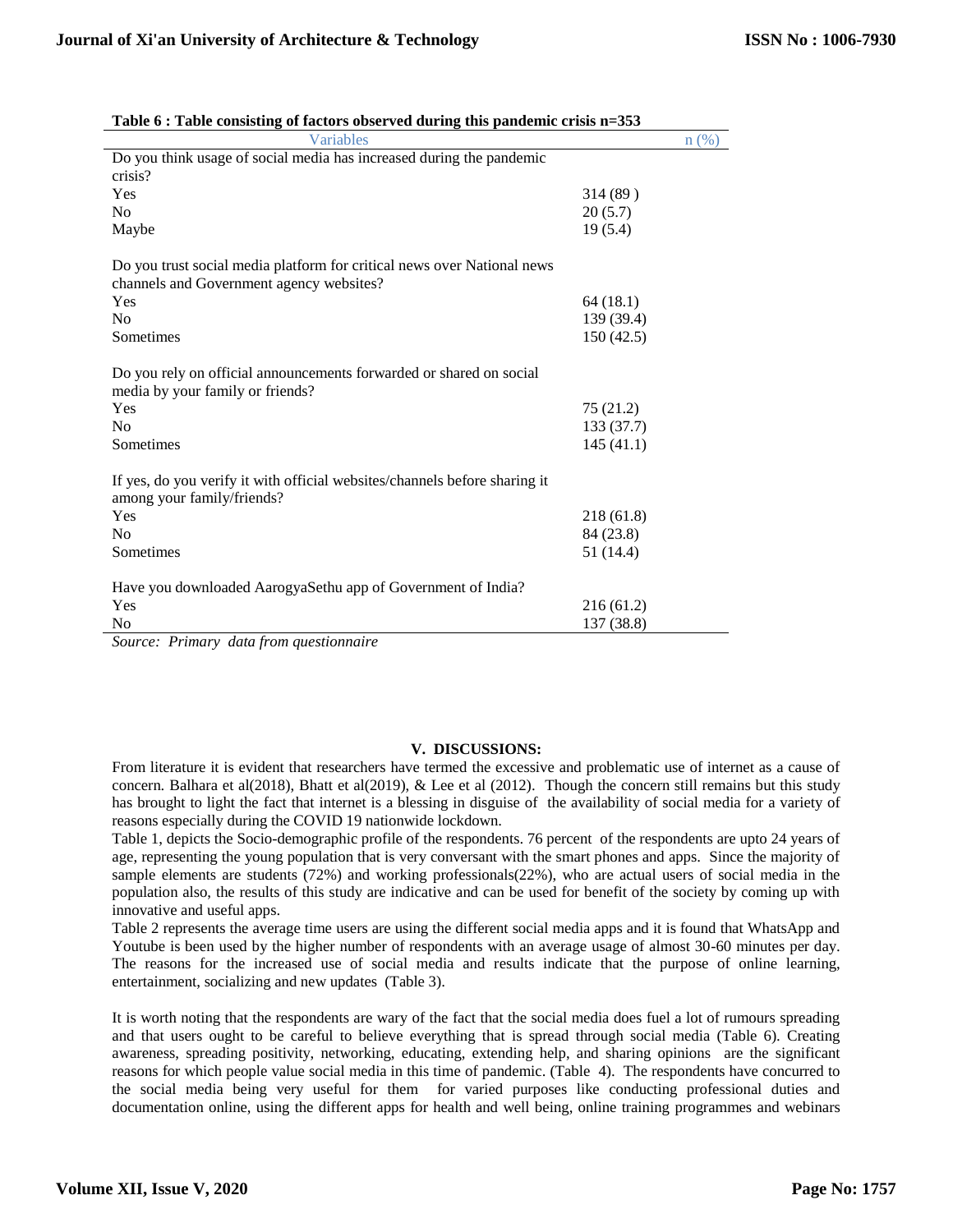**Table 6 : Table consisting of factors observed during this pandemic crisis n=353**

| Variables | n (%) |
|---|---|
| Do you think usage of social media has increased during the pandemic crisis? | |
| Yes | 314 (89 ) |
| No | 20 (5.7) |
| Maybe | 19 (5.4) |
| Do you trust social media platform for critical news over National news channels and Government agency websites? | |
| Yes | 64 (18.1) |
| No | 139 (39.4) |
| Sometimes | 150 (42.5) |
| Do you rely on official announcements forwarded or shared on social media by your family or friends? | |
| Yes | 75 (21.2) |
| No | 133 (37.7) |
| Sometimes | 145 (41.1) |
| If yes, do you verify it with official websites/channels before sharing it among your family/friends? | |
| Yes | 218 (61.8) |
| No | 84 (23.8) |
| Sometimes | 51 (14.4) |
| Have you downloaded AarogyaSethu app of Government of India? | |
| Yes | 216 (61.2) |
| No | 137 (38.8) |

*Source: Primary data from questionnaire*

## V. DISCUSSIONS:

From literature it is evident that researchers have termed the excessive and problematic use of internet as a cause of concern. Balhara et al(2018), Bhatt et al(2019), & Lee et al (2012). Though the concern still remains but this study has brought to light the fact that internet is a blessing in disguise of the availability of social media for a variety of reasons especially during the COVID 19 nationwide lockdown.

Table 1, depicts the Socio-demographic profile of the respondents. 76 percent of the respondents are upto 24 years of age, representing the young population that is very conversant with the smart phones and apps. Since the majority of sample elements are students (72%) and working professionals(22%), who are actual users of social media in the population also, the results of this study are indicative and can be used for benefit of the society by coming up with innovative and useful apps.

Table 2 represents the average time users are using the different social media apps and it is found that WhatsApp and Youtube is been used by the higher number of respondents with an average usage of almost 30-60 minutes per day. The reasons for the increased use of social media and results indicate that the purpose of online learning, entertainment, socializing and new updates (Table 3).

It is worth noting that the respondents are wary of the fact that the social media does fuel a lot of rumours spreading and that users ought to be careful to believe everything that is spread through social media (Table 6). Creating awareness, spreading positivity, networking, educating, extending help, and sharing opinions are the significant reasons for which people value social media in this time of pandemic. (Table 4). The respondents have concurred to the social media being very useful for them for varied purposes like conducting professional duties and documentation online, using the different apps for health and well being, online training programmes and webinars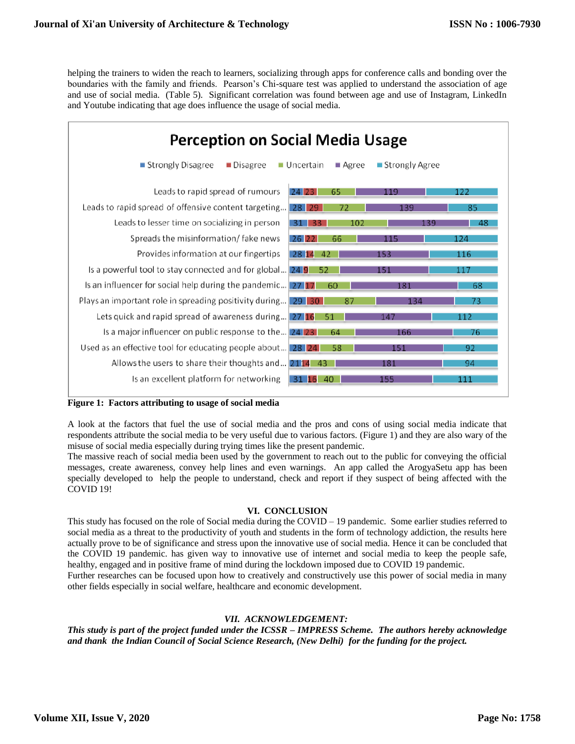helping the trainers to widen the reach to learners, socializing through apps for conference calls and bonding over the boundaries with the family and friends. Pearson's Chi-square test was applied to understand the association of age and use of social media. (Table 5). Significant correlation was found between age and use of Instagram, LinkedIn and Youtube indicating that age does influence the usage of social media.

**Perception on Social Media Usage**

| | Strongly Disagree | Disagree | Uncertain | Agree | Strongly Agree |
|---|---|---|---|---|---|
| Leads to rapid spread of rumours | 24 | 23 | 65 | 119 | 122 |
| Leads to rapid spread of offensive content targeting... | 28 | 29 | 72 | 139 | 85 |
| Leads to lesser time on socializing in person | 31 | 33 | 102 | 139 | 48 |
| Spreads the misinformation/ fake news | 26 | 22 | 66 | 115 | 124 |
| Provides information at our fingertips | 28 | 14 | 42 | 153 | 116 |
| Is a powerful tool to stay connected and for global... | 24 | 9 | 52 | 151 | 117 |
| Is an influencer for social help during the pandemic... | 27 | 17 | 60 | 181 | 68 |
| Plays an important role in spreading positivity during... | 29 | 30 | 87 | 134 | 73 |
| Lets quick and rapid spread of awareness during... | 27 | 16 | 51 | 147 | 112 |
| Is a major influencer on public response to the... | 24 | 23 | 64 | 166 | 76 |
| Used as an effective tool for educating people about... | 28 | 24 | 58 | 151 | 92 |
| Allows the users to share their thoughts and... | 21 | 14 | 43 | 181 | 94 |
| Is an excellent platform for networking | 31 | 16 | 40 | 155 | 111 |

**Figure 1: Factors attributing to usage of social media**

A look at the factors that fuel the use of social media and the pros and cons of using social media indicate that respondents attribute the social media to be very useful due to various factors. (Figure 1) and they are also wary of the misuse of social media especially during trying times like the present pandemic.

The massive reach of social media been used by the government to reach out to the public for conveying the official messages, create awareness, convey help lines and even warnings. An app called the ArogyaSetu app has been specially developed to help the people to understand, check and report if they suspect of being affected with the COVID 19!

## VI. CONCLUSION

This study has focused on the role of Social media during the COVID – 19 pandemic. Some earlier studies referred to social media as a threat to the productivity of youth and students in the form of technology addiction, the results here actually prove to be of significance and stress upon the innovative use of social media. Hence it can be concluded that the COVID 19 pandemic. has given way to innovative use of internet and social media to keep the people safe, healthy, engaged and in positive frame of mind during the lockdown imposed due to COVID 19 pandemic.

Further researches can be focused upon how to creatively and constructively use this power of social media in many other fields especially in social welfare, healthcare and economic development.

## *VII. ACKNOWLEDGEMENT:*

***This study is part of the project funded under the ICSSR – IMPRESS Scheme. The authors hereby acknowledge and thank the Indian Council of Social Science Research, (New Delhi) for the funding for the project.***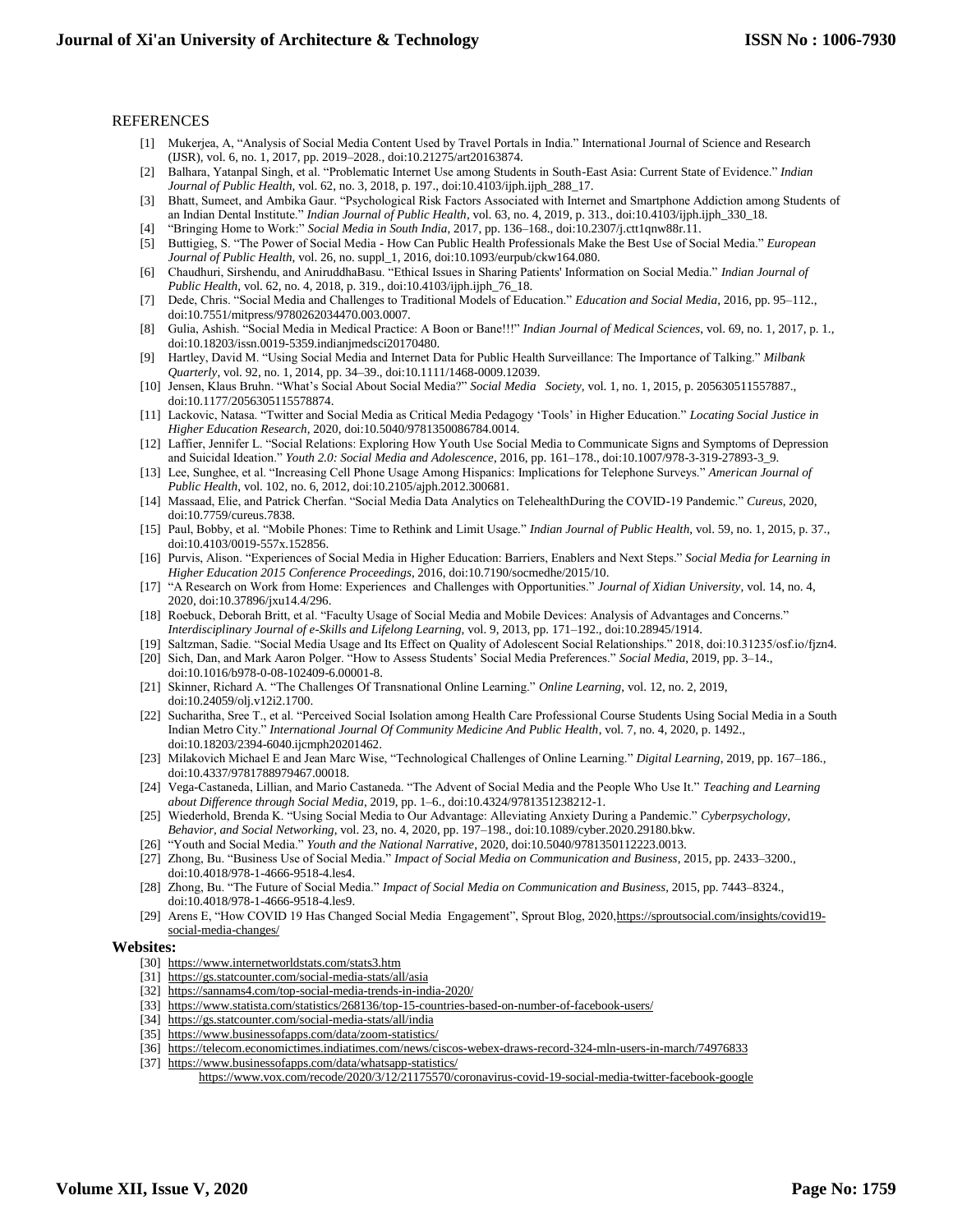REFERENCES

[1] Mukerjea, A, "Analysis of Social Media Content Used by Travel Portals in India." International Journal of Science and Research (IJSR), vol. 6, no. 1, 2017, pp. 2019–2028., doi:10.21275/art20163874.

[2] Balhara, Yatanpal Singh, et al. "Problematic Internet Use among Students in South-East Asia: Current State of Evidence." *Indian Journal of Public Health*, vol. 62, no. 3, 2018, p. 197., doi:10.4103/ijph.ijph_288_17.

[3] Bhatt, Sumeet, and Ambika Gaur. "Psychological Risk Factors Associated with Internet and Smartphone Addiction among Students of an Indian Dental Institute." *Indian Journal of Public Health*, vol. 63, no. 4, 2019, p. 313., doi:10.4103/ijph.ijph_330_18.

[4] "Bringing Home to Work:" *Social Media in South India*, 2017, pp. 136–168., doi:10.2307/j.ctt1qnw88r.11.

[5] Buttigieg, S. "The Power of Social Media - How Can Public Health Professionals Make the Best Use of Social Media." *European Journal of Public Health*, vol. 26, no. suppl_1, 2016, doi:10.1093/eurpub/ckw164.080.

[6] Chaudhuri, Sirshendu, and AniruddhaBasu. "Ethical Issues in Sharing Patients' Information on Social Media." *Indian Journal of Public Health*, vol. 62, no. 4, 2018, p. 319., doi:10.4103/ijph.ijph_76_18.

[7] Dede, Chris. "Social Media and Challenges to Traditional Models of Education." *Education and Social Media*, 2016, pp. 95–112., doi:10.7551/mitpress/9780262034470.003.0007.

[8] Gulia, Ashish. "Social Media in Medical Practice: A Boon or Bane!!!" *Indian Journal of Medical Sciences*, vol. 69, no. 1, 2017, p. 1., doi:10.18203/issn.0019-5359.indianjmedsci20170480.

[9] Hartley, David M. "Using Social Media and Internet Data for Public Health Surveillance: The Importance of Talking." *Milbank Quarterly*, vol. 92, no. 1, 2014, pp. 34–39., doi:10.1111/1468-0009.12039.

[10] Jensen, Klaus Bruhn. "What's Social About Social Media?" *Social Media Society*, vol. 1, no. 1, 2015, p. 205630511557887., doi:10.1177/2056305115578874.

[11] Lackovic, Natasa. "Twitter and Social Media as Critical Media Pedagogy 'Tools' in Higher Education." *Locating Social Justice in Higher Education Research*, 2020, doi:10.5040/9781350086784.0014.

[12] Laffier, Jennifer L. "Social Relations: Exploring How Youth Use Social Media to Communicate Signs and Symptoms of Depression and Suicidal Ideation." *Youth 2.0: Social Media and Adolescence*, 2016, pp. 161–178., doi:10.1007/978-3-319-27893-3_9.

[13] Lee, Sunghee, et al. "Increasing Cell Phone Usage Among Hispanics: Implications for Telephone Surveys." *American Journal of Public Health*, vol. 102, no. 6, 2012, doi:10.2105/ajph.2012.300681.

[14] Massaad, Elie, and Patrick Cherfan. "Social Media Data Analytics on TelehealthDuring the COVID-19 Pandemic." *Cureus*, 2020, doi:10.7759/cureus.7838.

[15] Paul, Bobby, et al. "Mobile Phones: Time to Rethink and Limit Usage." *Indian Journal of Public Health*, vol. 59, no. 1, 2015, p. 37., doi:10.4103/0019-557x.152856.

[16] Purvis, Alison. "Experiences of Social Media in Higher Education: Barriers, Enablers and Next Steps." *Social Media for Learning in Higher Education 2015 Conference Proceedings*, 2016, doi:10.7190/socmedhe/2015/10.

[17] "A Research on Work from Home: Experiences and Challenges with Opportunities." *Journal of Xidian University*, vol. 14, no. 4, 2020, doi:10.37896/jxu14.4/296.

[18] Roebuck, Deborah Britt, et al. "Faculty Usage of Social Media and Mobile Devices: Analysis of Advantages and Concerns." *Interdisciplinary Journal of e-Skills and Lifelong Learning*, vol. 9, 2013, pp. 171–192., doi:10.28945/1914.

[19] Saltzman, Sadie. "Social Media Usage and Its Effect on Quality of Adolescent Social Relationships." 2018, doi:10.31235/osf.io/fjzn4.

[20] Sich, Dan, and Mark Aaron Polger. "How to Assess Students' Social Media Preferences." *Social Media*, 2019, pp. 3–14., doi:10.1016/b978-0-08-102409-6.00001-8.

[21] Skinner, Richard A. "The Challenges Of Transnational Online Learning." *Online Learning*, vol. 12, no. 2, 2019, doi:10.24059/olj.v12i2.1700.

[22] Sucharitha, Sree T., et al. "Perceived Social Isolation among Health Care Professional Course Students Using Social Media in a South Indian Metro City." *International Journal Of Community Medicine And Public Health*, vol. 7, no. 4, 2020, p. 1492., doi:10.18203/2394-6040.ijcmph20201462.

[23] Milakovich Michael E and Jean Marc Wise, "Technological Challenges of Online Learning." *Digital Learning*, 2019, pp. 167–186., doi:10.4337/9781788979467.00018.

[24] Vega-Castaneda, Lillian, and Mario Castaneda. "The Advent of Social Media and the People Who Use It." *Teaching and Learning about Difference through Social Media*, 2019, pp. 1–6., doi:10.4324/9781351238212-1.

[25] Wiederhold, Brenda K. "Using Social Media to Our Advantage: Alleviating Anxiety During a Pandemic." *Cyberpsychology, Behavior, and Social Networking*, vol. 23, no. 4, 2020, pp. 197–198., doi:10.1089/cyber.2020.29180.bkw.

[26] "Youth and Social Media." *Youth and the National Narrative*, 2020, doi:10.5040/9781350112223.0013.

[27] Zhong, Bu. "Business Use of Social Media." *Impact of Social Media on Communication and Business*, 2015, pp. 2433–3200., doi:10.4018/978-1-4666-9518-4.les4.

[28] Zhong, Bu. "The Future of Social Media." *Impact of Social Media on Communication and Business*, 2015, pp. 7443–8324., doi:10.4018/978-1-4666-9518-4.les9.

[29] Arens E, "How COVID 19 Has Changed Social Media Engagement", Sprout Blog, 2020,https://sproutsocial.com/insights/covid19-social-media-changes/

**Websites:**

[30] https://www.internetworldstats.com/stats3.htm

[31] https://gs.statcounter.com/social-media-stats/all/asia

[32] https://sannams4.com/top-social-media-trends-in-india-2020/

[33] https://www.statista.com/statistics/268136/top-15-countries-based-on-number-of-facebook-users/

[34] https://gs.statcounter.com/social-media-stats/all/india

[35] https://www.businessofapps.com/data/zoom-statistics/

[36] https://telecom.economictimes.indiatimes.com/news/ciscos-webex-draws-record-324-mln-users-in-march/74976833

[37] https://www.businessofapps.com/data/whatsapp-statistics/
https://www.vox.com/recode/2020/3/12/21175570/coronavirus-covid-19-social-media-twitter-facebook-google